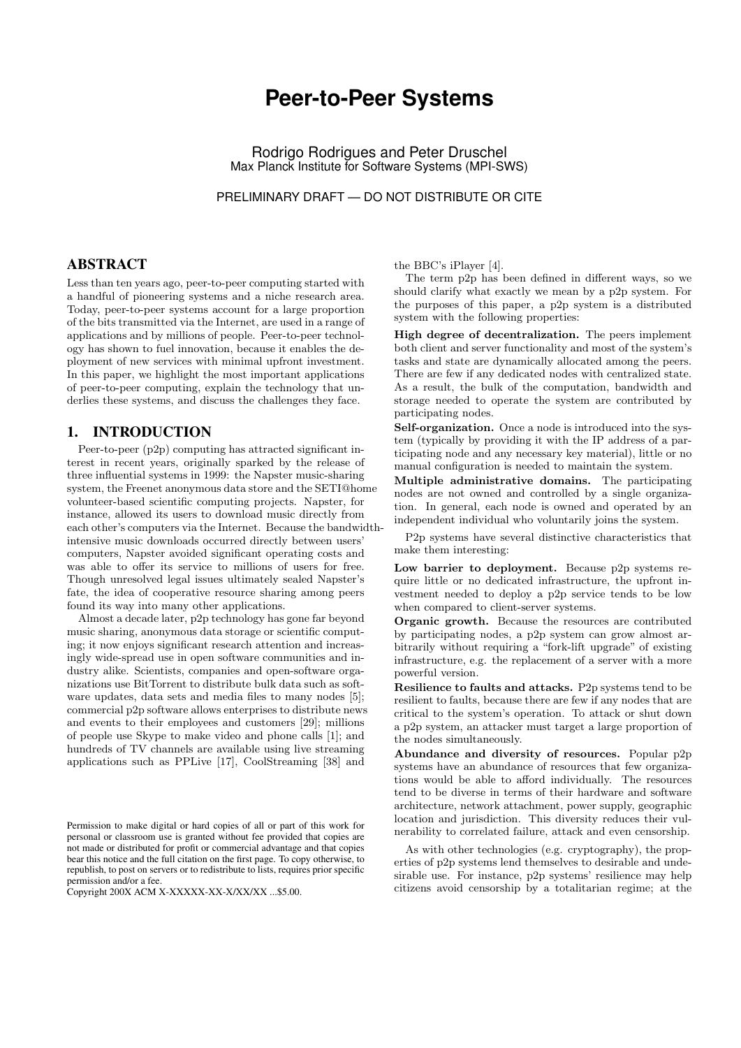# Peer-to-Peer Systems

Rodrigo Rodrigues and Peter Druschel
Max Planck Institute for Software Systems (MPI-SWS)

PRELIMINARY DRAFT — DO NOT DISTRIBUTE OR CITE

## ABSTRACT

Less than ten years ago, peer-to-peer computing started with a handful of pioneering systems and a niche research area. Today, peer-to-peer systems account for a large proportion of the bits transmitted via the Internet, are used in a range of applications and by millions of people. Peer-to-peer technology has shown to fuel innovation, because it enables the deployment of new services with minimal upfront investment. In this paper, we highlight the most important applications of peer-to-peer computing, explain the technology that underlies these systems, and discuss the challenges they face.

## 1. INTRODUCTION

Peer-to-peer (p2p) computing has attracted significant interest in recent years, originally sparked by the release of three influential systems in 1999: the Napster music-sharing system, the Freenet anonymous data store and the SETI@home volunteer-based scientific computing projects. Napster, for instance, allowed its users to download music directly from each other's computers via the Internet. Because the bandwidth-intensive music downloads occurred directly between users' computers, Napster avoided significant operating costs and was able to offer its service to millions of users for free. Though unresolved legal issues ultimately sealed Napster's fate, the idea of cooperative resource sharing among peers found its way into many other applications.

Almost a decade later, p2p technology has gone far beyond music sharing, anonymous data storage or scientific computing; it now enjoys significant research attention and increasingly wide-spread use in open software communities and industry alike. Scientists, companies and open-software organizations use BitTorrent to distribute bulk data such as software updates, data sets and media files to many nodes [5]; commercial p2p software allows enterprises to distribute news and events to their employees and customers [29]; millions of people use Skype to make video and phone calls [1]; and hundreds of TV channels are available using live streaming applications such as PPLive [17], CoolStreaming [38] and the BBC's iPlayer [4].

The term p2p has been defined in different ways, so we should clarify what exactly we mean by a p2p system. For the purposes of this paper, a p2p system is a distributed system with the following properties:

**High degree of decentralization.** The peers implement both client and server functionality and most of the system's tasks and state are dynamically allocated among the peers. There are few if any dedicated nodes with centralized state. As a result, the bulk of the computation, bandwidth and storage needed to operate the system are contributed by participating nodes.

**Self-organization.** Once a node is introduced into the system (typically by providing it with the IP address of a participating node and any necessary key material), little or no manual configuration is needed to maintain the system.

**Multiple administrative domains.** The participating nodes are not owned and controlled by a single organization. In general, each node is owned and operated by an independent individual who voluntarily joins the system.

P2p systems have several distinctive characteristics that make them interesting:

**Low barrier to deployment.** Because p2p systems require little or no dedicated infrastructure, the upfront investment needed to deploy a p2p service tends to be low when compared to client-server systems.

**Organic growth.** Because the resources are contributed by participating nodes, a p2p system can grow almost arbitrarily without requiring a "fork-lift upgrade" of existing infrastructure, e.g. the replacement of a server with a more powerful version.

**Resilience to faults and attacks.** P2p systems tend to be resilient to faults, because there are few if any nodes that are critical to the system's operation. To attack or shut down a p2p system, an attacker must target a large proportion of the nodes simultaneously.

**Abundance and diversity of resources.** Popular p2p systems have an abundance of resources that few organizations would be able to afford individually. The resources tend to be diverse in terms of their hardware and software architecture, network attachment, power supply, geographic location and jurisdiction. This diversity reduces their vulnerability to correlated failure, attack and even censorship.

As with other technologies (e.g. cryptography), the properties of p2p systems lend themselves to desirable and undesirable use. For instance, p2p systems' resilience may help citizens avoid censorship by a totalitarian regime; at the

Permission to make digital or hard copies of all or part of this work for personal or classroom use is granted without fee provided that copies are not made or distributed for profit or commercial advantage and that copies bear this notice and the full citation on the first page. To copy otherwise, to republish, to post on servers or to redistribute to lists, requires prior specific permission and/or a fee.
Copyright 200X ACM X-XXXXX-XX-X/XX/XX ...$5.00.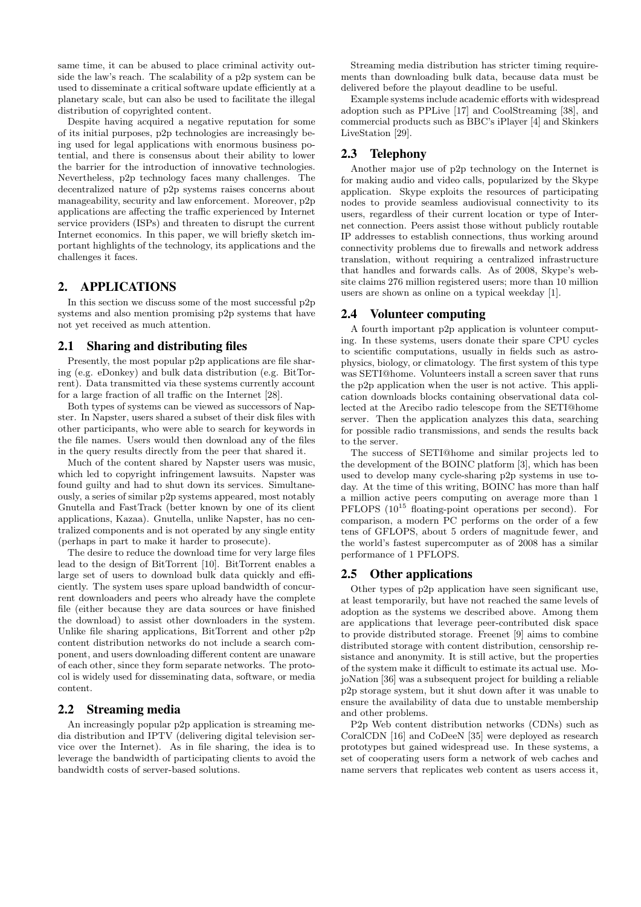same time, it can be abused to place criminal activity outside the law's reach. The scalability of a p2p system can be used to disseminate a critical software update efficiently at a planetary scale, but can also be used to facilitate the illegal distribution of copyrighted content.

Despite having acquired a negative reputation for some of its initial purposes, p2p technologies are increasingly being used for legal applications with enormous business potential, and there is consensus about their ability to lower the barrier for the introduction of innovative technologies. Nevertheless, p2p technology faces many challenges. The decentralized nature of p2p systems raises concerns about manageability, security and law enforcement. Moreover, p2p applications are affecting the traffic experienced by Internet service providers (ISPs) and threaten to disrupt the current Internet economics. In this paper, we will briefly sketch important highlights of the technology, its applications and the challenges it faces.

## 2. APPLICATIONS

In this section we discuss some of the most successful p2p systems and also mention promising p2p systems that have not yet received as much attention.

### 2.1 Sharing and distributing files

Presently, the most popular p2p applications are file sharing (e.g. eDonkey) and bulk data distribution (e.g. BitTorrent). Data transmitted via these systems currently account for a large fraction of all traffic on the Internet [28].

Both types of systems can be viewed as successors of Napster. In Napster, users shared a subset of their disk files with other participants, who were able to search for keywords in the file names. Users would then download any of the files in the query results directly from the peer that shared it.

Much of the content shared by Napster users was music, which led to copyright infringement lawsuits. Napster was found guilty and had to shut down its services. Simultaneously, a series of similar p2p systems appeared, most notably Gnutella and FastTrack (better known by one of its client applications, Kazaa). Gnutella, unlike Napster, has no centralized components and is not operated by any single entity (perhaps in part to make it harder to prosecute).

The desire to reduce the download time for very large files lead to the design of BitTorrent [10]. BitTorrent enables a large set of users to download bulk data quickly and efficiently. The system uses spare upload bandwidth of concurrent downloaders and peers who already have the complete file (either because they are data sources or have finished the download) to assist other downloaders in the system. Unlike file sharing applications, BitTorrent and other p2p content distribution networks do not include a search component, and users downloading different content are unaware of each other, since they form separate networks. The protocol is widely used for disseminating data, software, or media content.

### 2.2 Streaming media

An increasingly popular p2p application is streaming media distribution and IPTV (delivering digital television service over the Internet). As in file sharing, the idea is to leverage the bandwidth of participating clients to avoid the bandwidth costs of server-based solutions.

Streaming media distribution has stricter timing requirements than downloading bulk data, because data must be delivered before the playout deadline to be useful.

Example systems include academic efforts with widespread adoption such as PPLive [17] and CoolStreaming [38], and commercial products such as BBC's iPlayer [4] and Skinkers LiveStation [29].

### 2.3 Telephony

Another major use of p2p technology on the Internet is for making audio and video calls, popularized by the Skype application. Skype exploits the resources of participating nodes to provide seamless audiovisual connectivity to its users, regardless of their current location or type of Internet connection. Peers assist those without publicly routable IP addresses to establish connections, thus working around connectivity problems due to firewalls and network address translation, without requiring a centralized infrastructure that handles and forwards calls. As of 2008, Skype's website claims 276 million registered users; more than 10 million users are shown as online on a typical weekday [1].

### 2.4 Volunteer computing

A fourth important p2p application is volunteer computing. In these systems, users donate their spare CPU cycles to scientific computations, usually in fields such as astrophysics, biology, or climatology. The first system of this type was SETI@home. Volunteers install a screen saver that runs the p2p application when the user is not active. This application downloads blocks containing observational data collected at the Arecibo radio telescope from the SETI@home server. Then the application analyzes this data, searching for possible radio transmissions, and sends the results back to the server.

The success of SETI@home and similar projects led to the development of the BOINC platform [3], which has been used to develop many cycle-sharing p2p systems in use today. At the time of this writing, BOINC has more than half a million active peers computing on average more than 1 PFLOPS ($10^{15}$ floating-point operations per second). For comparison, a modern PC performs on the order of a few tens of GFLOPS, about 5 orders of magnitude fewer, and the world's fastest supercomputer as of 2008 has a similar performance of 1 PFLOPS.

### 2.5 Other applications

Other types of p2p application have seen significant use, at least temporarily, but have not reached the same levels of adoption as the systems we described above. Among them are applications that leverage peer-contributed disk space to provide distributed storage. Freenet [9] aims to combine distributed storage with content distribution, censorship resistance and anonymity. It is still active, but the properties of the system make it difficult to estimate its actual use. MojoNation [36] was a subsequent project for building a reliable p2p storage system, but it shut down after it was unable to ensure the availability of data due to unstable membership and other problems.

P2p Web content distribution networks (CDNs) such as CoralCDN [16] and CoDeeN [35] were deployed as research prototypes but gained widespread use. In these systems, a set of cooperating users form a network of web caches and name servers that replicates web content as users access it,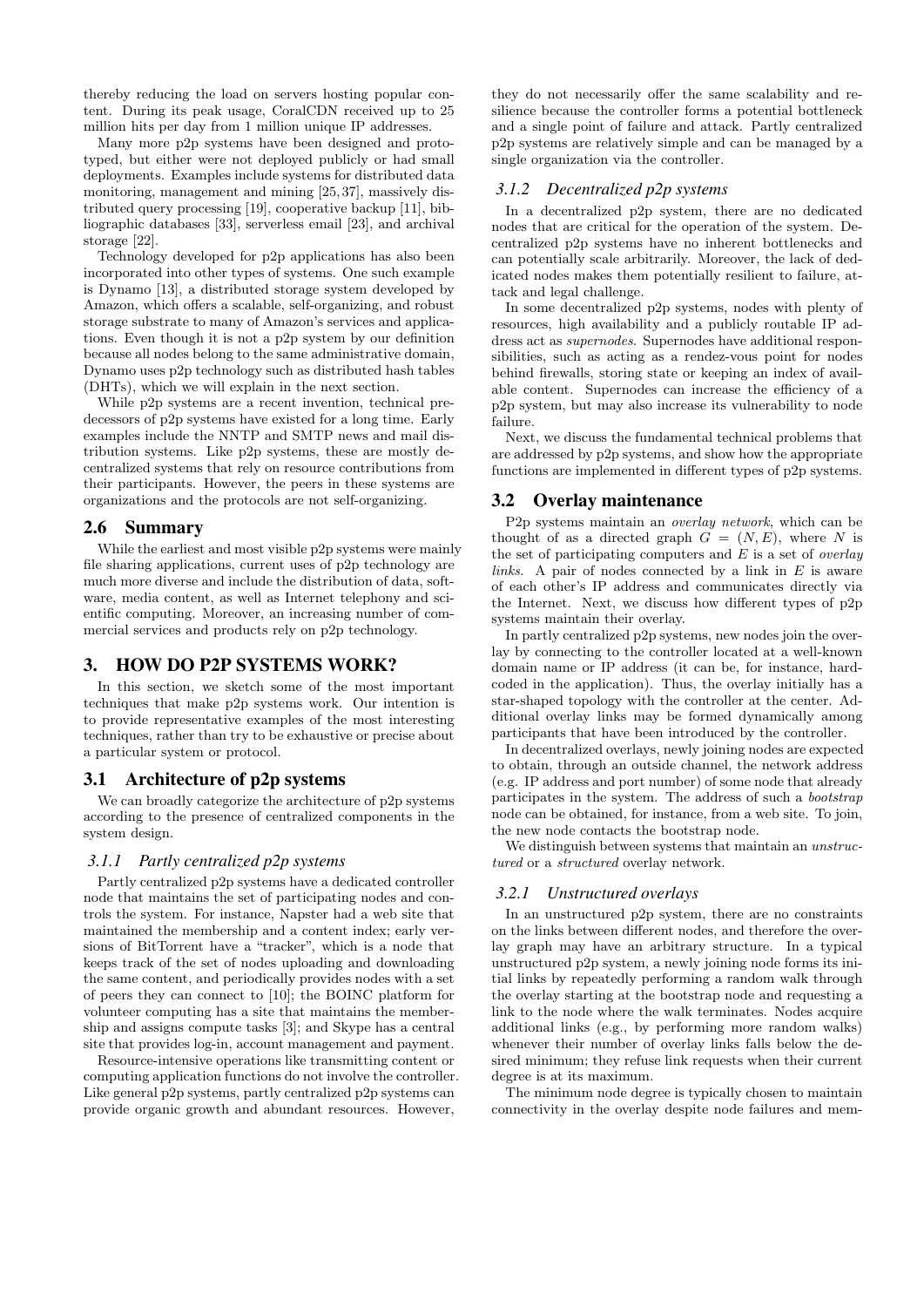thereby reducing the load on servers hosting popular content. During its peak usage, CoralCDN received up to 25 million hits per day from 1 million unique IP addresses.

Many more p2p systems have been designed and prototyped, but either were not deployed publicly or had small deployments. Examples include systems for distributed data monitoring, management and mining [25, 37], massively distributed query processing [19], cooperative backup [11], bibliographic databases [33], serverless email [23], and archival storage [22].

Technology developed for p2p applications has also been incorporated into other types of systems. One such example is Dynamo [13], a distributed storage system developed by Amazon, which offers a scalable, self-organizing, and robust storage substrate to many of Amazon's services and applications. Even though it is not a p2p system by our definition because all nodes belong to the same administrative domain, Dynamo uses p2p technology such as distributed hash tables (DHTs), which we will explain in the next section.

While p2p systems are a recent invention, technical predecessors of p2p systems have existed for a long time. Early examples include the NNTP and SMTP news and mail distribution systems. Like p2p systems, these are mostly decentralized systems that rely on resource contributions from their participants. However, the peers in these systems are organizations and the protocols are not self-organizing.

## 2.6 Summary

While the earliest and most visible p2p systems were mainly file sharing applications, current uses of p2p technology are much more diverse and include the distribution of data, software, media content, as well as Internet telephony and scientific computing. Moreover, an increasing number of commercial services and products rely on p2p technology.

# 3. HOW DO P2P SYSTEMS WORK?

In this section, we sketch some of the most important techniques that make p2p systems work. Our intention is to provide representative examples of the most interesting techniques, rather than try to be exhaustive or precise about a particular system or protocol.

## 3.1 Architecture of p2p systems

We can broadly categorize the architecture of p2p systems according to the presence of centralized components in the system design.

### 3.1.1 Partly centralized p2p systems

Partly centralized p2p systems have a dedicated controller node that maintains the set of participating nodes and controls the system. For instance, Napster had a web site that maintained the membership and a content index; early versions of BitTorrent have a "tracker", which is a node that keeps track of the set of nodes uploading and downloading the same content, and periodically provides nodes with a set of peers they can connect to [10]; the BOINC platform for volunteer computing has a site that maintains the membership and assigns compute tasks [3]; and Skype has a central site that provides log-in, account management and payment.

Resource-intensive operations like transmitting content or computing application functions do not involve the controller. Like general p2p systems, partly centralized p2p systems can provide organic growth and abundant resources. However, they do not necessarily offer the same scalability and resilience because the controller forms a potential bottleneck and a single point of failure and attack. Partly centralized p2p systems are relatively simple and can be managed by a single organization via the controller.

### 3.1.2 Decentralized p2p systems

In a decentralized p2p system, there are no dedicated nodes that are critical for the operation of the system. Decentralized p2p systems have no inherent bottlenecks and can potentially scale arbitrarily. Moreover, the lack of dedicated nodes makes them potentially resilient to failure, attack and legal challenge.

In some decentralized p2p systems, nodes with plenty of resources, high availability and a publicly routable IP address act as *supernodes*. Supernodes have additional responsibilities, such as acting as a rendez-vous point for nodes behind firewalls, storing state or keeping an index of available content. Supernodes can increase the efficiency of a p2p system, but may also increase its vulnerability to node failure.

Next, we discuss the fundamental technical problems that are addressed by p2p systems, and show how the appropriate functions are implemented in different types of p2p systems.

## 3.2 Overlay maintenance

P2p systems maintain an *overlay network*, which can be thought of as a directed graph $G = (N, E)$, where $N$ is the set of participating computers and $E$ is a set of *overlay links*. A pair of nodes connected by a link in $E$ is aware of each other's IP address and communicates directly via the Internet. Next, we discuss how different types of p2p systems maintain their overlay.

In partly centralized p2p systems, new nodes join the overlay by connecting to the controller located at a well-known domain name or IP address (it can be, for instance, hardcoded in the application). Thus, the overlay initially has a star-shaped topology with the controller at the center. Additional overlay links may be formed dynamically among participants that have been introduced by the controller.

In decentralized overlays, newly joining nodes are expected to obtain, through an outside channel, the network address (e.g. IP address and port number) of some node that already participates in the system. The address of such a *bootstrap* node can be obtained, for instance, from a web site. To join, the new node contacts the bootstrap node.

We distinguish between systems that maintain an *unstructured* or a *structured* overlay network.

### 3.2.1 Unstructured overlays

In an unstructured p2p system, there are no constraints on the links between different nodes, and therefore the overlay graph may have an arbitrary structure. In a typical unstructured p2p system, a newly joining node forms its initial links by repeatedly performing a random walk through the overlay starting at the bootstrap node and requesting a link to the node where the walk terminates. Nodes acquire additional links (e.g., by performing more random walks) whenever their number of overlay links falls below the desired minimum; they refuse link requests when their current degree is at its maximum.

The minimum node degree is typically chosen to maintain connectivity in the overlay despite node failures and mem-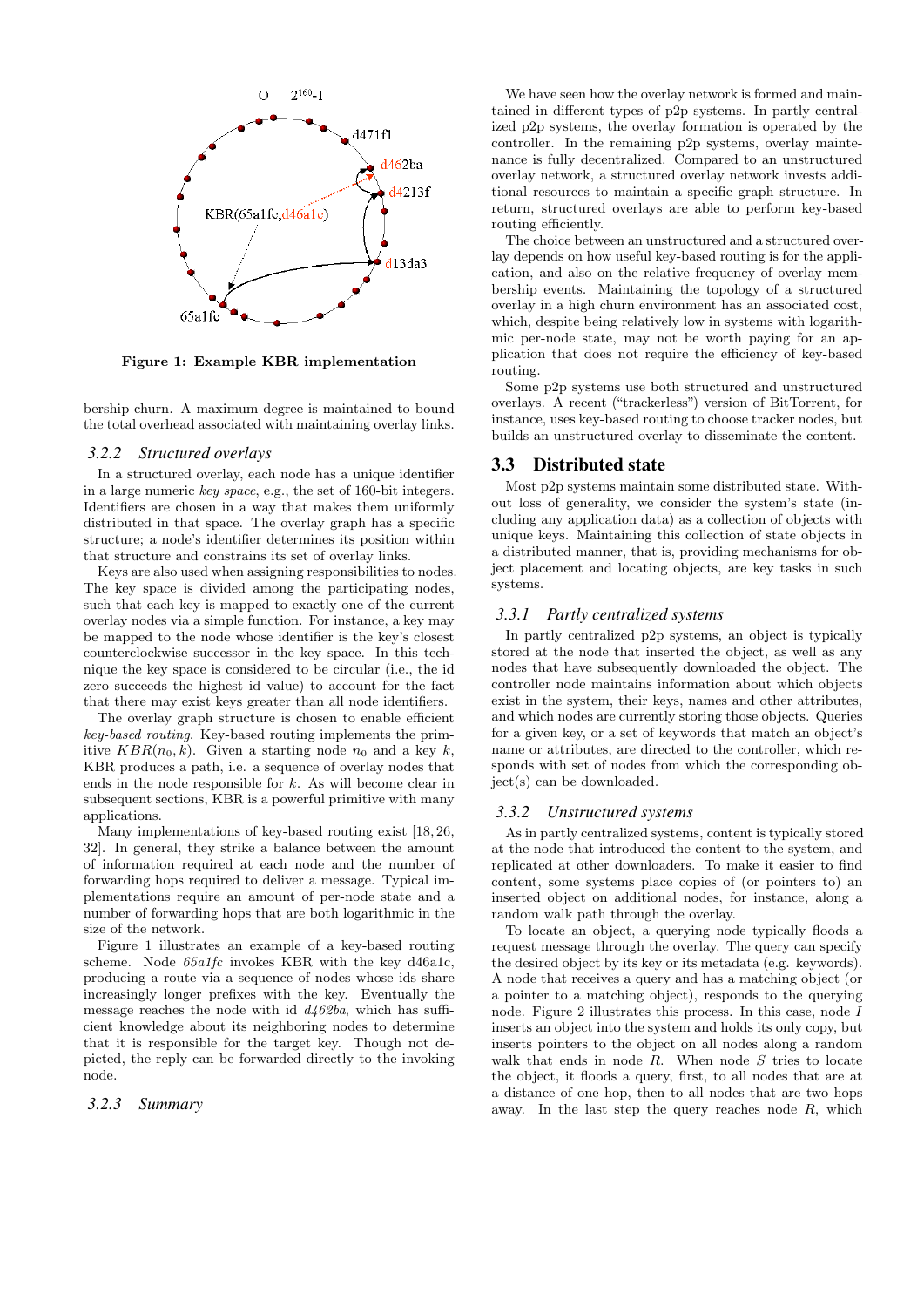O | $2^{160}$-1

d471f1

d462ba

d4213f

KBR(65a1fc,d46a1c)

d13da3

65a1fc

**Figure 1: Example KBR implementation**

bership churn. A maximum degree is maintained to bound the total overhead associated with maintaining overlay links.

### 3.2.2 Structured overlays

In a structured overlay, each node has a unique identifier in a large numeric *key space*, e.g., the set of 160-bit integers. Identifiers are chosen in a way that makes them uniformly distributed in that space. The overlay graph has a specific structure; a node's identifier determines its position within that structure and constrains its set of overlay links.

Keys are also used when assigning responsibilities to nodes. The key space is divided among the participating nodes, such that each key is mapped to exactly one of the current overlay nodes via a simple function. For instance, a key may be mapped to the node whose identifier is the key's closest counterclockwise successor in the key space. In this technique the key space is considered to be circular (i.e., the id zero succeeds the highest id value) to account for the fact that there may exist keys greater than all node identifiers.

The overlay graph structure is chosen to enable efficient *key-based routing*. Key-based routing implements the primitive $KBR(n_0, k)$. Given a starting node $n_0$ and a key $k$, KBR produces a path, i.e. a sequence of overlay nodes that ends in the node responsible for $k$. As will become clear in subsequent sections, KBR is a powerful primitive with many applications.

Many implementations of key-based routing exist [18, 26, 32]. In general, they strike a balance between the amount of information required at each node and the number of forwarding hops required to deliver a message. Typical implementations require an amount of per-node state and a number of forwarding hops that are both logarithmic in the size of the network.

Figure 1 illustrates an example of a key-based routing scheme. Node *65a1fc* invokes KBR with the key d46a1c, producing a route via a sequence of nodes whose ids share increasingly longer prefixes with the key. Eventually the message reaches the node with id *d462ba*, which has sufficient knowledge about its neighboring nodes to determine that it is responsible for the target key. Though not depicted, the reply can be forwarded directly to the invoking node.

### 3.2.3 Summary

We have seen how the overlay network is formed and maintained in different types of p2p systems. In partly centralized p2p systems, the overlay formation is operated by the controller. In the remaining p2p systems, overlay maintenance is fully decentralized. Compared to an unstructured overlay network, a structured overlay network invests additional resources to maintain a specific graph structure. In return, structured overlays are able to perform key-based routing efficiently.

The choice between an unstructured and a structured overlay depends on how useful key-based routing is for the application, and also on the relative frequency of overlay membership events. Maintaining the topology of a structured overlay in a high churn environment has an associated cost, which, despite being relatively low in systems with logarithmic per-node state, may not be worth paying for an application that does not require the efficiency of key-based routing.

Some p2p systems use both structured and unstructured overlays. A recent ("trackerless") version of BitTorrent, for instance, uses key-based routing to choose tracker nodes, but builds an unstructured overlay to disseminate the content.

## 3.3 Distributed state

Most p2p systems maintain some distributed state. Without loss of generality, we consider the system's state (including any application data) as a collection of objects with unique keys. Maintaining this collection of state objects in a distributed manner, that is, providing mechanisms for object placement and locating objects, are key tasks in such systems.

### 3.3.1 Partly centralized systems

In partly centralized p2p systems, an object is typically stored at the node that inserted the object, as well as any nodes that have subsequently downloaded the object. The controller node maintains information about which objects exist in the system, their keys, names and other attributes, and which nodes are currently storing those objects. Queries for a given key, or a set of keywords that match an object's name or attributes, are directed to the controller, which responds with set of nodes from which the corresponding object(s) can be downloaded.

### 3.3.2 Unstructured systems

As in partly centralized systems, content is typically stored at the node that introduced the content to the system, and replicated at other downloaders. To make it easier to find content, some systems place copies of (or pointers to) an inserted object on additional nodes, for instance, along a random walk path through the overlay.

To locate an object, a querying node typically floods a request message through the overlay. The query can specify the desired object by its key or its metadata (e.g. keywords). A node that receives a query and has a matching object (or a pointer to a matching object), responds to the querying node. Figure 2 illustrates this process. In this case, node $I$ inserts an object into the system and holds its only copy, but inserts pointers to the object on all nodes along a random walk that ends in node $R$. When node $S$ tries to locate the object, it floods a query, first, to all nodes that are at a distance of one hop, then to all nodes that are two hops away. In the last step the query reaches node $R$, which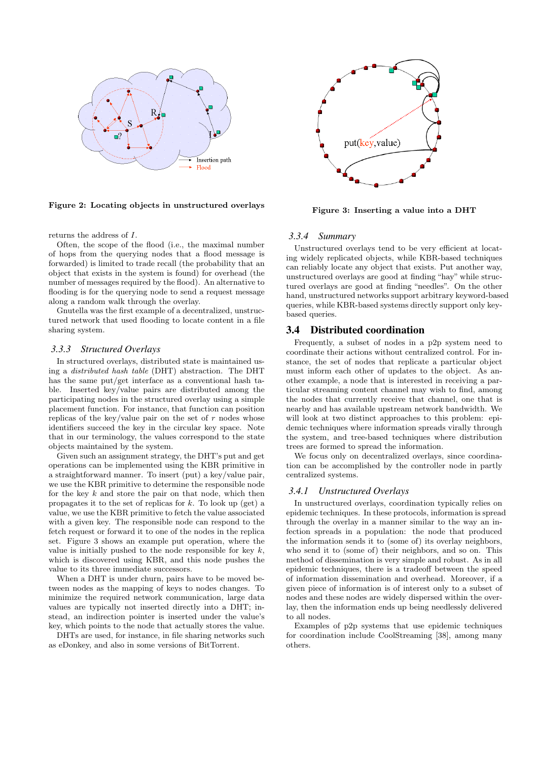Insertion path

Flood

**Figure 2: Locating objects in unstructured overlays**

put(key,value)

**Figure 3: Inserting a value into a DHT**

returns the address of $I$.

Often, the scope of the flood (i.e., the maximal number of hops from the querying nodes that a flood message is forwarded) is limited to trade recall (the probability that an object that exists in the system is found) for overhead (the number of messages required by the flood). An alternative to flooding is for the querying node to send a request message along a random walk through the overlay.

Gnutella was the first example of a decentralized, unstructured network that used flooding to locate content in a file sharing system.

### 3.3.3 Structured Overlays

In structured overlays, distributed state is maintained using a *distributed hash table* (DHT) abstraction. The DHT has the same put/get interface as a conventional hash table. Inserted key/value pairs are distributed among the participating nodes in the structured overlay using a simple placement function. For instance, that function can position replicas of the key/value pair on the set of $r$ nodes whose identifiers succeed the key in the circular key space. Note that in our terminology, the values correspond to the state objects maintained by the system.

Given such an assignment strategy, the DHT's put and get operations can be implemented using the KBR primitive in a straightforward manner. To insert (put) a key/value pair, we use the KBR primitive to determine the responsible node for the key $k$ and store the pair on that node, which then propagates it to the set of replicas for $k$. To look up (get) a value, we use the KBR primitive to fetch the value associated with a given key. The responsible node can respond to the fetch request or forward it to one of the nodes in the replica set. Figure 3 shows an example put operation, where the value is initially pushed to the node responsible for key $k$, which is discovered using KBR, and this node pushes the value to its three immediate successors.

When a DHT is under churn, pairs have to be moved between nodes as the mapping of keys to nodes changes. To minimize the required network communication, large data values are typically not inserted directly into a DHT; instead, an indirection pointer is inserted under the value's key, which points to the node that actually stores the value.

DHTs are used, for instance, in file sharing networks such as eDonkey, and also in some versions of BitTorrent.

### 3.3.4 Summary

Unstructured overlays tend to be very efficient at locating widely replicated objects, while KBR-based techniques can reliably locate any object that exists. Put another way, unstructured overlays are good at finding "hay" while structured overlays are good at finding "needles". On the other hand, unstructured networks support arbitrary keyword-based queries, while KBR-based systems directly support only key-based queries.

## 3.4 Distributed coordination

Frequently, a subset of nodes in a p2p system need to coordinate their actions without centralized control. For instance, the set of nodes that replicate a particular object must inform each other of updates to the object. As another example, a node that is interested in receiving a particular streaming content channel may wish to find, among the nodes that currently receive that channel, one that is nearby and has available upstream network bandwidth. We will look at two distinct approaches to this problem: epidemic techniques where information spreads virally through the system, and tree-based techniques where distribution trees are formed to spread the information.

We focus only on decentralized overlays, since coordination can be accomplished by the controller node in partly centralized systems.

### 3.4.1 Unstructured Overlays

In unstructured overlays, coordination typically relies on epidemic techniques. In these protocols, information is spread through the overlay in a manner similar to the way an infection spreads in a population: the node that produced the information sends it to (some of) its overlay neighbors, who send it to (some of) their neighbors, and so on. This method of dissemination is very simple and robust. As in all epidemic techniques, there is a tradeoff between the speed of information dissemination and overhead. Moreover, if a given piece of information is of interest only to a subset of nodes and these nodes are widely dispersed within the overlay, then the information ends up being needlessly delivered to all nodes.

Examples of p2p systems that use epidemic techniques for coordination include CoolStreaming [38], among many others.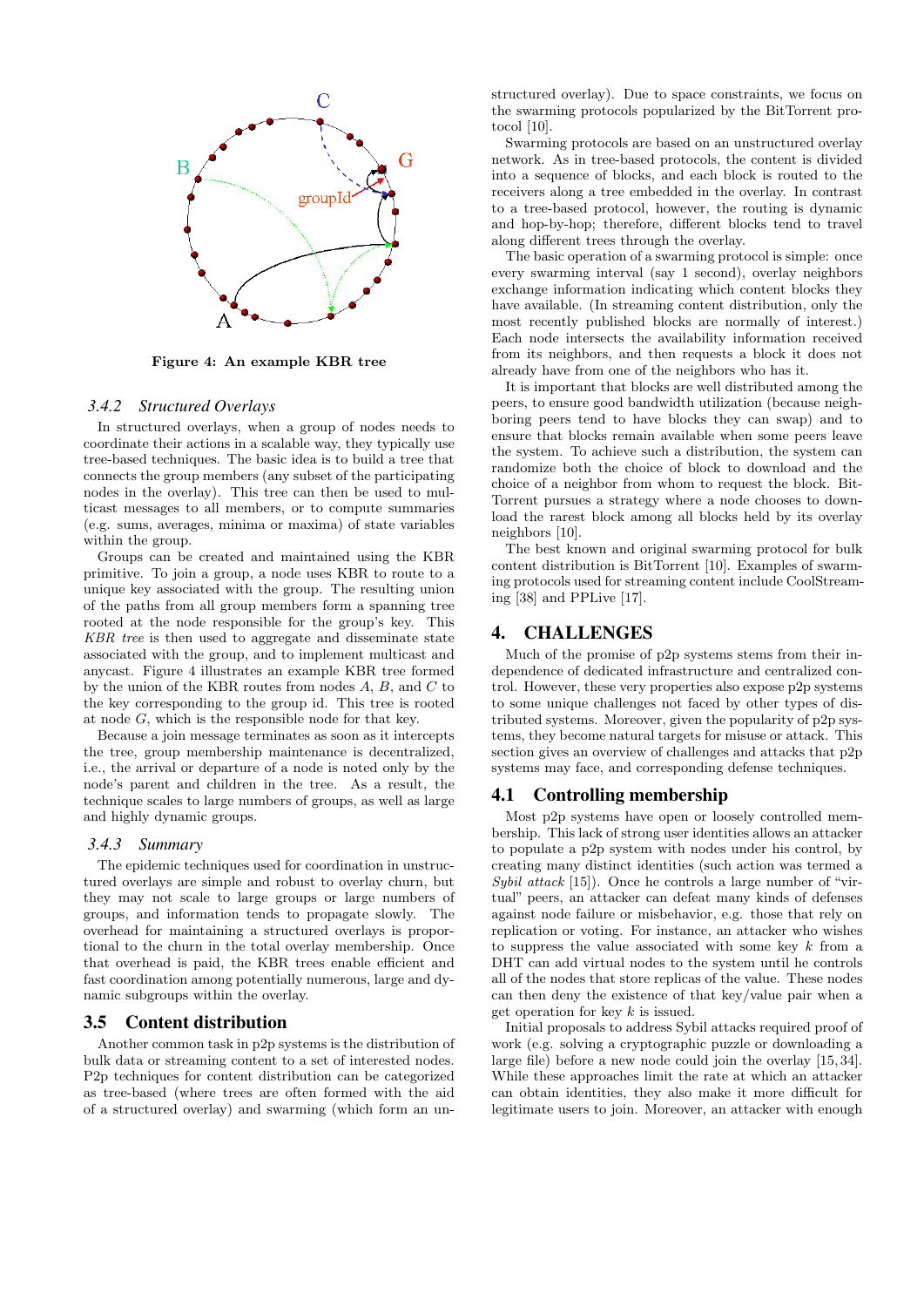C

B

G

groupId

A

**Figure 4: An example KBR tree**

### 3.4.2 Structured Overlays

In structured overlays, when a group of nodes needs to coordinate their actions in a scalable way, they typically use tree-based techniques. The basic idea is to build a tree that connects the group members (any subset of the participating nodes in the overlay). This tree can then be used to multicast messages to all members, or to compute summaries (e.g. sums, averages, minima or maxima) of state variables within the group.

Groups can be created and maintained using the KBR primitive. To join a group, a node uses KBR to route to a unique key associated with the group. The resulting union of the paths from all group members form a spanning tree rooted at the node responsible for the group's key. This *KBR tree* is then used to aggregate and disseminate state associated with the group, and to implement multicast and anycast. Figure 4 illustrates an example KBR tree formed by the union of the KBR routes from nodes $A$, $B$, and $C$ to the key corresponding to the group id. This tree is rooted at node $G$, which is the responsible node for that key.

Because a join message terminates as soon as it intercepts the tree, group membership maintenance is decentralized, i.e., the arrival or departure of a node is noted only by the node's parent and children in the tree. As a result, the technique scales to large numbers of groups, as well as large and highly dynamic groups.

### 3.4.3 Summary

The epidemic techniques used for coordination in unstructured overlays are simple and robust to overlay churn, but they may not scale to large groups or large numbers of groups, and information tends to propagate slowly. The overhead for maintaining a structured overlays is proportional to the churn in the total overlay membership. Once that overhead is paid, the KBR trees enable efficient and fast coordination among potentially numerous, large and dynamic subgroups within the overlay.

## 3.5 Content distribution

Another common task in p2p systems is the distribution of bulk data or streaming content to a set of interested nodes. P2p techniques for content distribution can be categorized as tree-based (where trees are often formed with the aid of a structured overlay) and swarming (which form an unstructured overlay). Due to space constraints, we focus on the swarming protocols popularized by the BitTorrent protocol [10].

Swarming protocols are based on an unstructured overlay network. As in tree-based protocols, the content is divided into a sequence of blocks, and each block is routed to the receivers along a tree embedded in the overlay. In contrast to a tree-based protocol, however, the routing is dynamic and hop-by-hop; therefore, different blocks tend to travel along different trees through the overlay.

The basic operation of a swarming protocol is simple: once every swarming interval (say 1 second), overlay neighbors exchange information indicating which content blocks they have available. (In streaming content distribution, only the most recently published blocks are normally of interest.) Each node intersects the availability information received from its neighbors, and then requests a block it does not already have from one of the neighbors who has it.

It is important that blocks are well distributed among the peers, to ensure good bandwidth utilization (because neighboring peers tend to have blocks they can swap) and to ensure that blocks remain available when some peers leave the system. To achieve such a distribution, the system can randomize both the choice of block to download and the choice of a neighbor from whom to request the block. BitTorrent pursues a strategy where a node chooses to download the rarest block among all blocks held by its overlay neighbors [10].

The best known and original swarming protocol for bulk content distribution is BitTorrent [10]. Examples of swarming protocols used for streaming content include CoolStreaming [38] and PPLive [17].

# 4. CHALLENGES

Much of the promise of p2p systems stems from their independence of dedicated infrastructure and centralized control. However, these very properties also expose p2p systems to some unique challenges not faced by other types of distributed systems. Moreover, given the popularity of p2p systems, they become natural targets for misuse or attack. This section gives an overview of challenges and attacks that p2p systems may face, and corresponding defense techniques.

## 4.1 Controlling membership

Most p2p systems have open or loosely controlled membership. This lack of strong user identities allows an attacker to populate a p2p system with nodes under his control, by creating many distinct identities (such action was termed a *Sybil attack* [15]). Once he controls a large number of "virtual" peers, an attacker can defeat many kinds of defenses against node failure or misbehavior, e.g. those that rely on replication or voting. For instance, an attacker who wishes to suppress the value associated with some key $k$ from a DHT can add virtual nodes to the system until he controls all of the nodes that store replicas of the value. These nodes can then deny the existence of that key/value pair when a get operation for key $k$ is issued.

Initial proposals to address Sybil attacks required proof of work (e.g. solving a cryptographic puzzle or downloading a large file) before a new node could join the overlay [15, 34]. While these approaches limit the rate at which an attacker can obtain identities, they also make it more difficult for legitimate users to join. Moreover, an attacker with enough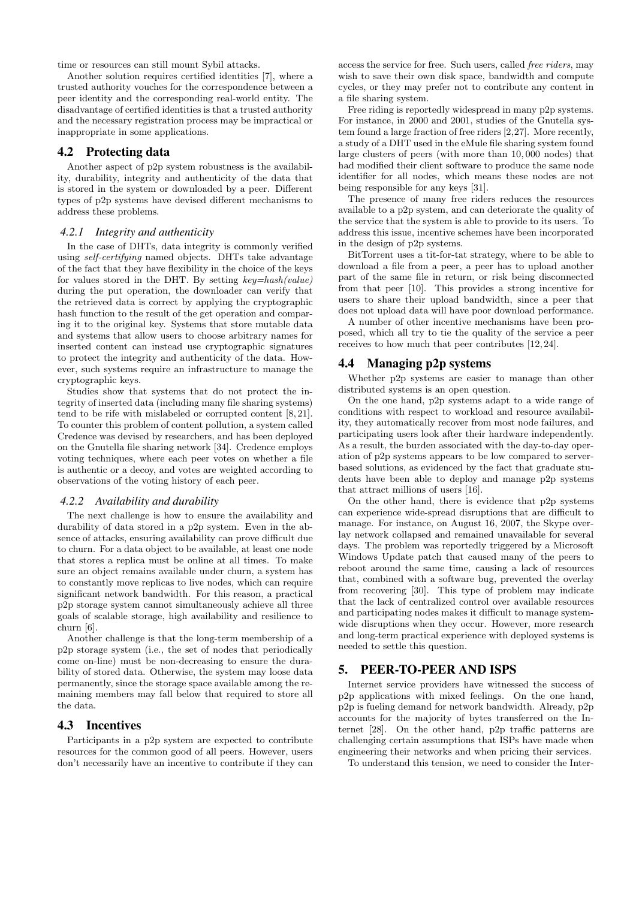time or resources can still mount Sybil attacks.

Another solution requires certified identities [7], where a trusted authority vouches for the correspondence between a peer identity and the corresponding real-world entity. The disadvantage of certified identities is that a trusted authority and the necessary registration process may be impractical or inappropriate in some applications.

## 4.2 Protecting data

Another aspect of p2p system robustness is the availability, durability, integrity and authenticity of the data that is stored in the system or downloaded by a peer. Different types of p2p systems have devised different mechanisms to address these problems.

### 4.2.1 Integrity and authenticity

In the case of DHTs, data integrity is commonly verified using *self-certifying* named objects. DHTs take advantage of the fact that they have flexibility in the choice of the keys for values stored in the DHT. By setting *key=hash(value)* during the put operation, the downloader can verify that the retrieved data is correct by applying the cryptographic hash function to the result of the get operation and comparing it to the original key. Systems that store mutable data and systems that allow users to choose arbitrary names for inserted content can instead use cryptographic signatures to protect the integrity and authenticity of the data. However, such systems require an infrastructure to manage the cryptographic keys.

Studies show that systems that do not protect the integrity of inserted data (including many file sharing systems) tend to be rife with mislabeled or corrupted content [8, 21]. To counter this problem of content pollution, a system called Credence was devised by researchers, and has been deployed on the Gnutella file sharing network [34]. Credence employs voting techniques, where each peer votes on whether a file is authentic or a decoy, and votes are weighted according to observations of the voting history of each peer.

### 4.2.2 Availability and durability

The next challenge is how to ensure the availability and durability of data stored in a p2p system. Even in the absence of attacks, ensuring availability can prove difficult due to churn. For a data object to be available, at least one node that stores a replica must be online at all times. To make sure an object remains available under churn, a system has to constantly move replicas to live nodes, which can require significant network bandwidth. For this reason, a practical p2p storage system cannot simultaneously achieve all three goals of scalable storage, high availability and resilience to churn [6].

Another challenge is that the long-term membership of a p2p storage system (i.e., the set of nodes that periodically come on-line) must be non-decreasing to ensure the durability of stored data. Otherwise, the system may loose data permanently, since the storage space available among the remaining members may fall below that required to store all the data.

## 4.3 Incentives

Participants in a p2p system are expected to contribute resources for the common good of all peers. However, users don't necessarily have an incentive to contribute if they can access the service for free. Such users, called *free riders*, may wish to save their own disk space, bandwidth and compute cycles, or they may prefer not to contribute any content in a file sharing system.

Free riding is reportedly widespread in many p2p systems. For instance, in 2000 and 2001, studies of the Gnutella system found a large fraction of free riders [2,27]. More recently, a study of a DHT used in the eMule file sharing system found large clusters of peers (with more than 10,000 nodes) that had modified their client software to produce the same node identifier for all nodes, which means these nodes are not being responsible for any keys [31].

The presence of many free riders reduces the resources available to a p2p system, and can deteriorate the quality of the service that the system is able to provide to its users. To address this issue, incentive schemes have been incorporated in the design of p2p systems.

BitTorrent uses a tit-for-tat strategy, where to be able to download a file from a peer, a peer has to upload another part of the same file in return, or risk being disconnected from that peer [10]. This provides a strong incentive for users to share their upload bandwidth, since a peer that does not upload data will have poor download performance.

A number of other incentive mechanisms have been proposed, which all try to tie the quality of the service a peer receives to how much that peer contributes [12, 24].

## 4.4 Managing p2p systems

Whether p2p systems are easier to manage than other distributed systems is an open question.

On the one hand, p2p systems adapt to a wide range of conditions with respect to workload and resource availability, they automatically recover from most node failures, and participating users look after their hardware independently. As a result, the burden associated with the day-to-day operation of p2p systems appears to be low compared to server-based solutions, as evidenced by the fact that graduate students have been able to deploy and manage p2p systems that attract millions of users [16].

On the other hand, there is evidence that p2p systems can experience wide-spread disruptions that are difficult to manage. For instance, on August 16, 2007, the Skype overlay network collapsed and remained unavailable for several days. The problem was reportedly triggered by a Microsoft Windows Update patch that caused many of the peers to reboot around the same time, causing a lack of resources that, combined with a software bug, prevented the overlay from recovering [30]. This type of problem may indicate that the lack of centralized control over available resources and participating nodes makes it difficult to manage system-wide disruptions when they occur. However, more research and long-term practical experience with deployed systems is needed to settle this question.

# 5. PEER-TO-PEER AND ISPS

Internet service providers have witnessed the success of p2p applications with mixed feelings. On the one hand, p2p is fueling demand for network bandwidth. Already, p2p accounts for the majority of bytes transferred on the Internet [28]. On the other hand, p2p traffic patterns are challenging certain assumptions that ISPs have made when engineering their networks and when pricing their services.

To understand this tension, we need to consider the Inter-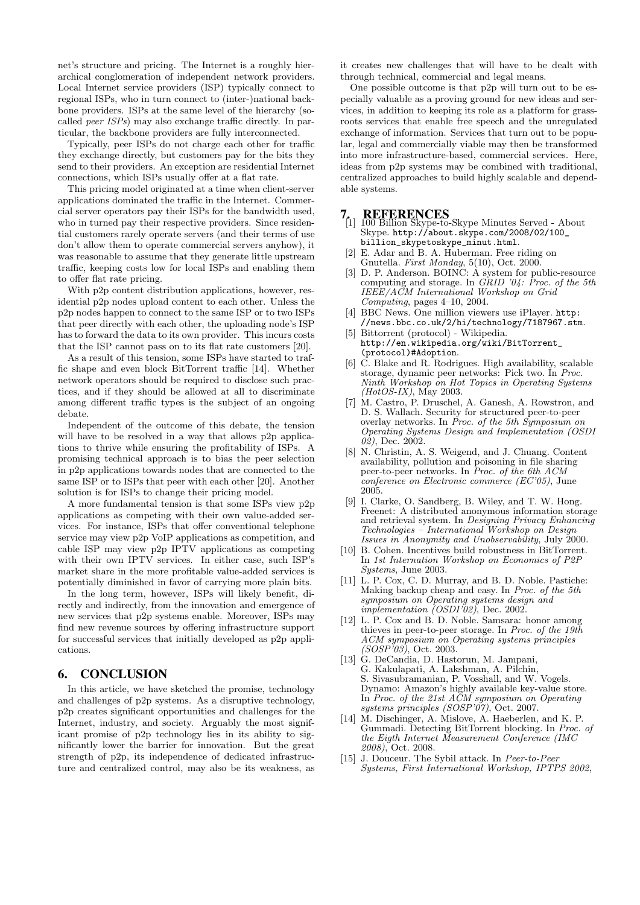net's structure and pricing. The Internet is a roughly hierarchical conglomeration of independent network providers. Local Internet service providers (ISP) typically connect to regional ISPs, who in turn connect to (inter-)national backbone providers. ISPs at the same level of the hierarchy (so-called *peer ISPs*) may also exchange traffic directly. In particular, the backbone providers are fully interconnected.

Typically, peer ISPs do not charge each other for traffic they exchange directly, but customers pay for the bits they send to their providers. An exception are residential Internet connections, which ISPs usually offer at a flat rate.

This pricing model originated at a time when client-server applications dominated the traffic in the Internet. Commercial server operators pay their ISPs for the bandwidth used, who in turned pay their respective providers. Since residential customers rarely operate servers (and their terms of use don't allow them to operate commercial servers anyhow), it was reasonable to assume that they generate little upstream traffic, keeping costs low for local ISPs and enabling them to offer flat rate pricing.

With p2p content distribution applications, however, residential p2p nodes upload content to each other. Unless the p2p nodes happen to connect to the same ISP or to two ISPs that peer directly with each other, the uploading node's ISP has to forward the data to its own provider. This incurs costs that the ISP cannot pass on to its flat rate customers [20].

As a result of this tension, some ISPs have started to traffic shape and even block BitTorrent traffic [14]. Whether network operators should be required to disclose such practices, and if they should be allowed at all to discriminate among different traffic types is the subject of an ongoing debate.

Independent of the outcome of this debate, the tension will have to be resolved in a way that allows p2p applications to thrive while ensuring the profitability of ISPs. A promising technical approach is to bias the peer selection in p2p applications towards nodes that are connected to the same ISP or to ISPs that peer with each other [20]. Another solution is for ISPs to change their pricing model.

A more fundamental tension is that some ISPs view p2p applications as competing with their own value-added services. For instance, ISPs that offer conventional telephone service may view p2p VoIP applications as competition, and cable ISP may view p2p IPTV applications as competing with their own IPTV services. In either case, such ISP's market share in the more profitable value-added services is potentially diminished in favor of carrying more plain bits.

In the long term, however, ISPs will likely benefit, directly and indirectly, from the innovation and emergence of new services that p2p systems enable. Moreover, ISPs may find new revenue sources by offering infrastructure support for successful services that initially developed as p2p applications.

## 6. CONCLUSION

In this article, we have sketched the promise, technology and challenges of p2p systems. As a disruptive technology, p2p creates significant opportunities and challenges for the Internet, industry, and society. Arguably the most significant promise of p2p technology lies in its ability to significantly lower the barrier for innovation. But the great strength of p2p, its independence of dedicated infrastructure and centralized control, may also be its weakness, as it creates new challenges that will have to be dealt with through technical, commercial and legal means.

One possible outcome is that p2p will turn out to be especially valuable as a proving ground for new ideas and services, in addition to keeping its role as a platform for grassroots services that enable free speech and the unregulated exchange of information. Services that turn out to be popular, legal and commercially viable may then be transformed into more infrastructure-based, commercial services. Here, ideas from p2p systems may be combined with traditional, centralized approaches to build highly scalable and dependable systems.

## 7. REFERENCES

[1] 100 Billion Skype-to-Skype Minutes Served - About Skype. http://about.skype.com/2008/02/100_billion_skypetoskype_minut.html.

[2] E. Adar and B. A. Huberman. Free riding on Gnutella. *First Monday*, 5(10), Oct. 2000.

[3] D. P. Anderson. BOINC: A system for public-resource computing and storage. In *GRID '04: Proc. of the 5th IEEE/ACM International Workshop on Grid Computing*, pages 4–10, 2004.

[4] BBC News. One million viewers use iPlayer. http://news.bbc.co.uk/2/hi/technology/7187967.stm.

[5] Bittorrent (protocol) - Wikipedia. http://en.wikipedia.org/wiki/BitTorrent_(protocol)#Adoption.

[6] C. Blake and R. Rodrigues. High availability, scalable storage, dynamic peer networks: Pick two. In *Proc. Ninth Workshop on Hot Topics in Operating Systems (HotOS-IX)*, May 2003.

[7] M. Castro, P. Druschel, A. Ganesh, A. Rowstron, and D. S. Wallach. Security for structured peer-to-peer overlay networks. In *Proc. of the 5th Symposium on Operating Systems Design and Implementation (OSDI 02)*, Dec. 2002.

[8] N. Christin, A. S. Weigend, and J. Chuang. Content availability, pollution and poisoning in file sharing peer-to-peer networks. In *Proc. of the 6th ACM conference on Electronic commerce (EC'05)*, June 2005.

[9] I. Clarke, O. Sandberg, B. Wiley, and T. W. Hong. Freenet: A distributed anonymous information storage and retrieval system. In *Designing Privacy Enhancing Technologies – International Workshop on Design Issues in Anonymity and Unobservability*, July 2000.

[10] B. Cohen. Incentives build robustness in BitTorrent. In *1st Internation Workshop on Economics of P2P Systems*, June 2003.

[11] L. P. Cox, C. D. Murray, and B. D. Noble. Pastiche: Making backup cheap and easy. In *Proc. of the 5th symposium on Operating systems design and implementation (OSDI'02)*, Dec. 2002.

[12] L. P. Cox and B. D. Noble. Samsara: honor among thieves in peer-to-peer storage. In *Proc. of the 19th ACM symposium on Operating systems principles (SOSP'03)*, Oct. 2003.

[13] G. DeCandia, D. Hastorun, M. Jampani, G. Kakulapati, A. Lakshman, A. Pilchin, S. Sivasubramanian, P. Vosshall, and W. Vogels. Dynamo: Amazon's highly available key-value store. In *Proc. of the 21st ACM symposium on Operating systems principles (SOSP'07)*, Oct. 2007.

[14] M. Dischinger, A. Mislove, A. Haeberlen, and K. P. Gummadi. Detecting BitTorrent blocking. In *Proc. of the Eigth Internet Measurement Conference (IMC 2008)*, Oct. 2008.

[15] J. Douceur. The Sybil attack. In *Peer-to-Peer Systems, First International Workshop, IPTPS 2002*,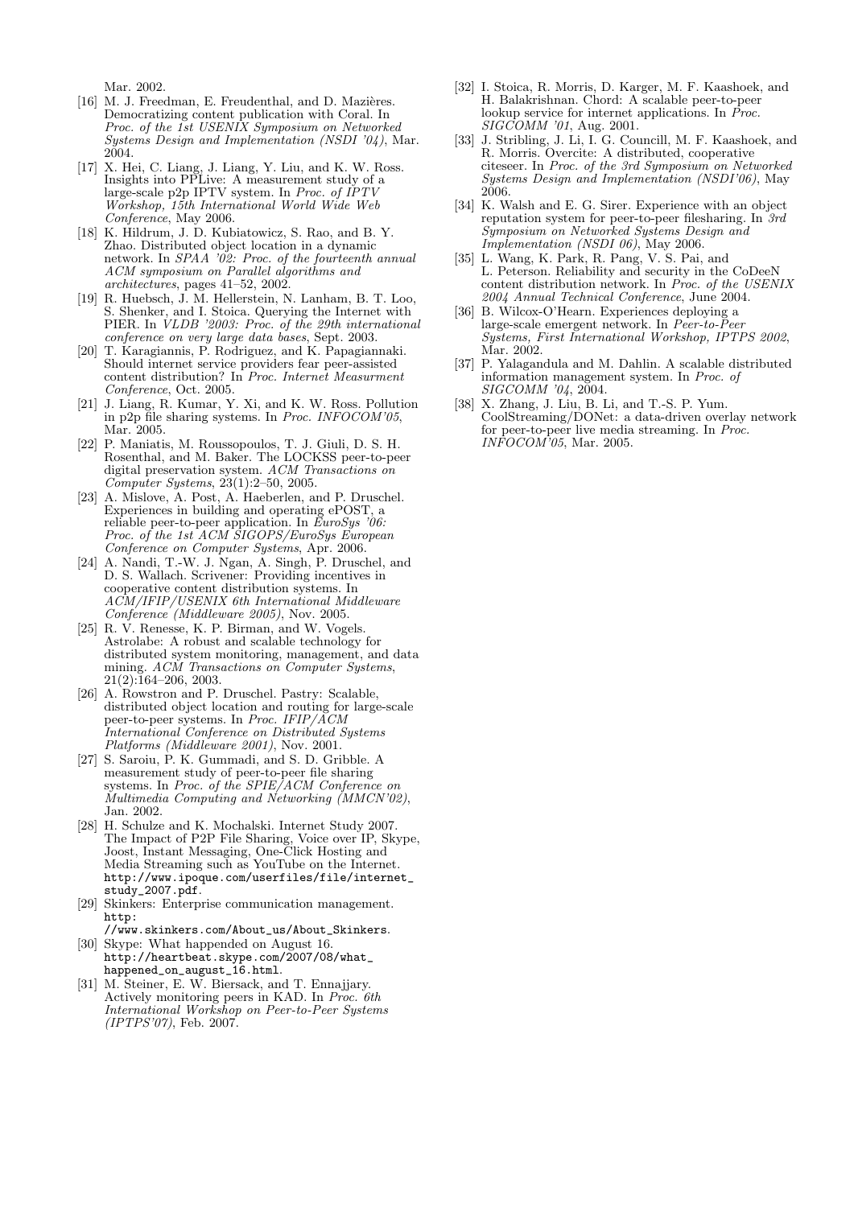Mar. 2002.

[16] M. J. Freedman, E. Freudenthal, and D. Mazières. Democratizing content publication with Coral. In *Proc. of the 1st USENIX Symposium on Networked Systems Design and Implementation (NSDI '04)*, Mar. 2004.

[17] X. Hei, C. Liang, J. Liang, Y. Liu, and K. W. Ross. Insights into PPLive: A measurement study of a large-scale p2p IPTV system. In *Proc. of IPTV Workshop, 15th International World Wide Web Conference*, May 2006.

[18] K. Hildrum, J. D. Kubiatowicz, S. Rao, and B. Y. Zhao. Distributed object location in a dynamic network. In *SPAA '02: Proc. of the fourteenth annual ACM symposium on Parallel algorithms and architectures*, pages 41–52, 2002.

[19] R. Huebsch, J. M. Hellerstein, N. Lanham, B. T. Loo, S. Shenker, and I. Stoica. Querying the Internet with PIER. In *VLDB '2003: Proc. of the 29th international conference on very large data bases*, Sept. 2003.

[20] T. Karagiannis, P. Rodriguez, and K. Papagiannaki. Should internet service providers fear peer-assisted content distribution? In *Proc. Internet Measurment Conference*, Oct. 2005.

[21] J. Liang, R. Kumar, Y. Xi, and K. W. Ross. Pollution in p2p file sharing systems. In *Proc. INFOCOM'05*, Mar. 2005.

[22] P. Maniatis, M. Roussopoulos, T. J. Giuli, D. S. H. Rosenthal, and M. Baker. The LOCKSS peer-to-peer digital preservation system. *ACM Transactions on Computer Systems*, 23(1):2–50, 2005.

[23] A. Mislove, A. Post, A. Haeberlen, and P. Druschel. Experiences in building and operating ePOST, a reliable peer-to-peer application. In *EuroSys '06: Proc. of the 1st ACM SIGOPS/EuroSys European Conference on Computer Systems*, Apr. 2006.

[24] A. Nandi, T.-W. J. Ngan, A. Singh, P. Druschel, and D. S. Wallach. Scrivener: Providing incentives in cooperative content distribution systems. In *ACM/IFIP/USENIX 6th International Middleware Conference (Middleware 2005)*, Nov. 2005.

[25] R. V. Renesse, K. P. Birman, and W. Vogels. Astrolabe: A robust and scalable technology for distributed system monitoring, management, and data mining. *ACM Transactions on Computer Systems*, 21(2):164–206, 2003.

[26] A. Rowstron and P. Druschel. Pastry: Scalable, distributed object location and routing for large-scale peer-to-peer systems. In *Proc. IFIP/ACM International Conference on Distributed Systems Platforms (Middleware 2001)*, Nov. 2001.

[27] S. Saroiu, P. K. Gummadi, and S. D. Gribble. A measurement study of peer-to-peer file sharing systems. In *Proc. of the SPIE/ACM Conference on Multimedia Computing and Networking (MMCN'02)*, Jan. 2002.

[28] H. Schulze and K. Mochalski. Internet Study 2007. The Impact of P2P File Sharing, Voice over IP, Skype, Joost, Instant Messaging, One-Click Hosting and Media Streaming such as YouTube on the Internet. `http://www.ipoque.com/userfiles/file/internet_study_2007.pdf`.

[29] Skinkers: Enterprise communication management. `http://www.skinkers.com/About_us/About_Skinkers`.

[30] Skype: What happended on August 16. `http://heartbeat.skype.com/2007/08/what_happened_on_august_16.html`.

[31] M. Steiner, E. W. Biersack, and T. Ennajjary. Actively monitoring peers in KAD. In *Proc. 6th International Workshop on Peer-to-Peer Systems (IPTPS'07)*, Feb. 2007.

[32] I. Stoica, R. Morris, D. Karger, M. F. Kaashoek, and H. Balakrishnan. Chord: A scalable peer-to-peer lookup service for internet applications. In *Proc. SIGCOMM '01*, Aug. 2001.

[33] J. Stribling, J. Li, I. G. Councill, M. F. Kaashoek, and R. Morris. Overcite: A distributed, cooperative citeseer. In *Proc. of the 3rd Symposium on Networked Systems Design and Implementation (NSDI'06)*, May 2006.

[34] K. Walsh and E. G. Sirer. Experience with an object reputation system for peer-to-peer filesharing. In *3rd Symposium on Networked Systems Design and Implementation (NSDI 06)*, May 2006.

[35] L. Wang, K. Park, R. Pang, V. S. Pai, and L. Peterson. Reliability and security in the CoDeeN content distribution network. In *Proc. of the USENIX 2004 Annual Technical Conference*, June 2004.

[36] B. Wilcox-O'Hearn. Experiences deploying a large-scale emergent network. In *Peer-to-Peer Systems, First International Workshop, IPTPS 2002*, Mar. 2002.

[37] P. Yalagandula and M. Dahlin. A scalable distributed information management system. In *Proc. of SIGCOMM '04*, 2004.

[38] X. Zhang, J. Liu, B. Li, and T.-S. P. Yum. CoolStreaming/DONet: a data-driven overlay network for peer-to-peer live media streaming. In *Proc. INFOCOM'05*, Mar. 2005.